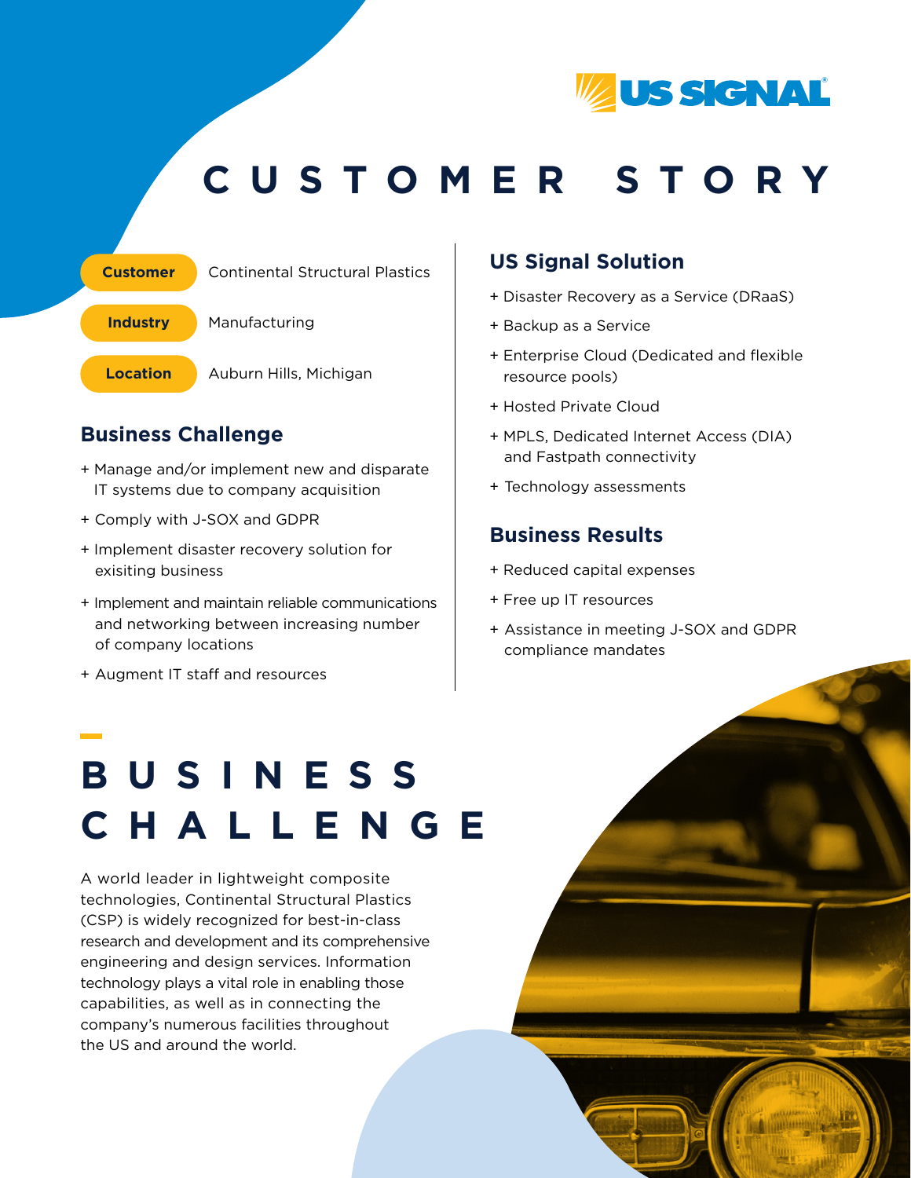US SIGNAL®

# CUSTOMER STORY

| | |
|---|---|
| **Customer** | Continental Structural Plastics |
| **Industry** | Manufacturing |
| **Location** | Auburn Hills, Michigan |

## Business Challenge

+ Manage and/or implement new and disparate IT systems due to company acquisition
+ Comply with J-SOX and GDPR
+ Implement disaster recovery solution for exisiting business
+ Implement and maintain reliable communications and networking between increasing number of company locations
+ Augment IT staff and resources

## US Signal Solution

+ Disaster Recovery as a Service (DRaaS)
+ Backup as a Service
+ Enterprise Cloud (Dedicated and flexible resource pools)
+ Hosted Private Cloud
+ MPLS, Dedicated Internet Access (DIA) and Fastpath connectivity
+ Technology assessments

## Business Results

+ Reduced capital expenses
+ Free up IT resources
+ Assistance in meeting J-SOX and GDPR compliance mandates

# BUSINESS CHALLENGE

A world leader in lightweight composite technologies, Continental Structural Plastics (CSP) is widely recognized for best-in-class research and development and its comprehensive engineering and design services. Information technology plays a vital role in enabling those capabilities, as well as in connecting the company's numerous facilities throughout the US and around the world.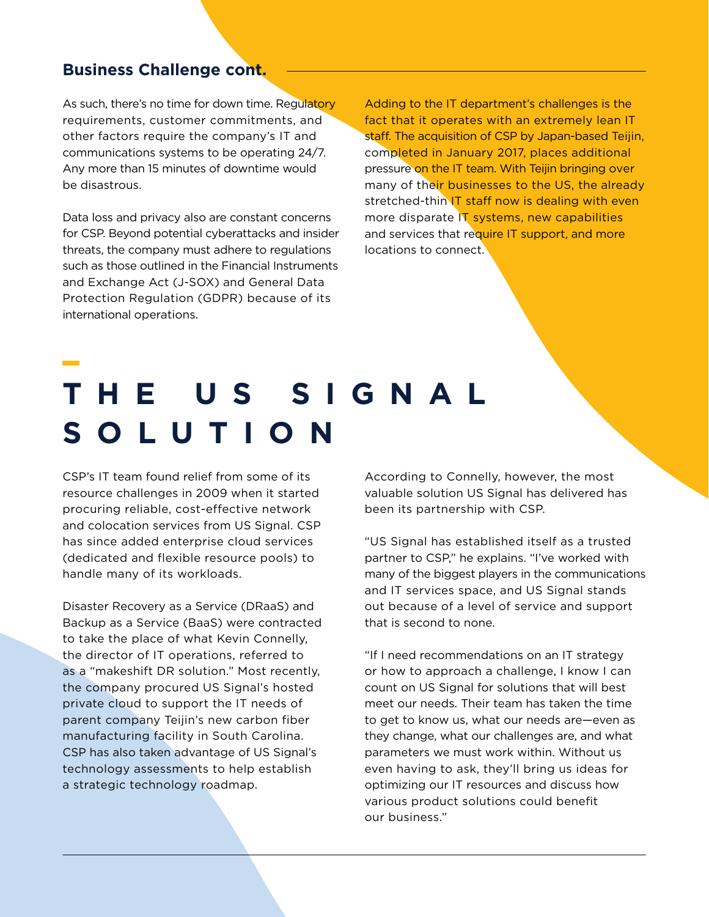## Business Challenge cont.

As such, there's no time for down time. Regulatory requirements, customer commitments, and other factors require the company's IT and communications systems to be operating 24/7. Any more than 15 minutes of downtime would be disastrous.

Data loss and privacy also are constant concerns for CSP. Beyond potential cyberattacks and insider threats, the company must adhere to regulations such as those outlined in the Financial Instruments and Exchange Act (J-SOX) and General Data Protection Regulation (GDPR) because of its international operations.

Adding to the IT department's challenges is the fact that it operates with an extremely lean IT staff. The acquisition of CSP by Japan-based Teijin, completed in January 2017, places additional pressure on the IT team. With Teijin bringing over many of their businesses to the US, the already stretched-thin IT staff now is dealing with even more disparate IT systems, new capabilities and services that require IT support, and more locations to connect.

# THE US SIGNAL SOLUTION

CSP's IT team found relief from some of its resource challenges in 2009 when it started procuring reliable, cost-effective network and colocation services from US Signal. CSP has since added enterprise cloud services (dedicated and flexible resource pools) to handle many of its workloads.

Disaster Recovery as a Service (DRaaS) and Backup as a Service (BaaS) were contracted to take the place of what Kevin Connelly, the director of IT operations, referred to as a "makeshift DR solution." Most recently, the company procured US Signal's hosted private cloud to support the IT needs of parent company Teijin's new carbon fiber manufacturing facility in South Carolina. CSP has also taken advantage of US Signal's technology assessments to help establish a strategic technology roadmap.

According to Connelly, however, the most valuable solution US Signal has delivered has been its partnership with CSP.

"US Signal has established itself as a trusted partner to CSP," he explains. "I've worked with many of the biggest players in the communications and IT services space, and US Signal stands out because of a level of service and support that is second to none.

"If I need recommendations on an IT strategy or how to approach a challenge, I know I can count on US Signal for solutions that will best meet our needs. Their team has taken the time to get to know us, what our needs are—even as they change, what our challenges are, and what parameters we must work within. Without us even having to ask, they'll bring us ideas for optimizing our IT resources and discuss how various product solutions could benefit our business."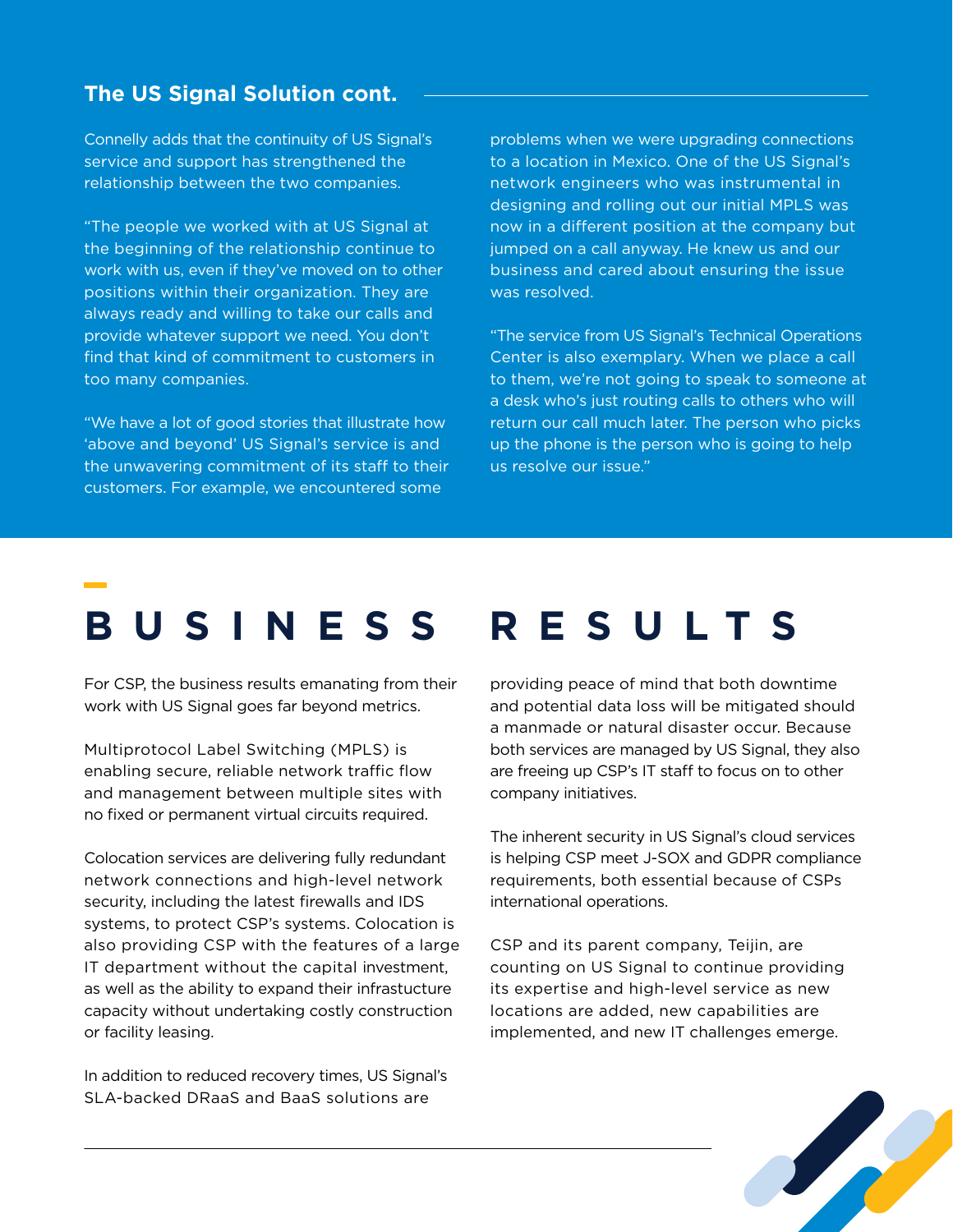## The US Signal Solution cont.

Connelly adds that the continuity of US Signal's service and support has strengthened the relationship between the two companies.

"The people we worked with at US Signal at the beginning of the relationship continue to work with us, even if they've moved on to other positions within their organization. They are always ready and willing to take our calls and provide whatever support we need. You don't find that kind of commitment to customers in too many companies.

"We have a lot of good stories that illustrate how 'above and beyond' US Signal's service is and the unwavering commitment of its staff to their customers. For example, we encountered some problems when we were upgrading connections to a location in Mexico. One of the US Signal's network engineers who was instrumental in designing and rolling out our initial MPLS was now in a different position at the company but jumped on a call anyway. He knew us and our business and cared about ensuring the issue was resolved.

"The service from US Signal's Technical Operations Center is also exemplary. When we place a call to them, we're not going to speak to someone at a desk who's just routing calls to others who will return our call much later. The person who picks up the phone is the person who is going to help us resolve our issue."

# BUSINESS RESULTS

For CSP, the business results emanating from their work with US Signal goes far beyond metrics.

Multiprotocol Label Switching (MPLS) is enabling secure, reliable network traffic flow and management between multiple sites with no fixed or permanent virtual circuits required.

Colocation services are delivering fully redundant network connections and high-level network security, including the latest firewalls and IDS systems, to protect CSP's systems. Colocation is also providing CSP with the features of a large IT department without the capital investment, as well as the ability to expand their infrastucture capacity without undertaking costly construction or facility leasing.

In addition to reduced recovery times, US Signal's SLA-backed DRaaS and BaaS solutions are providing peace of mind that both downtime and potential data loss will be mitigated should a manmade or natural disaster occur. Because both services are managed by US Signal, they also are freeing up CSP's IT staff to focus on to other company initiatives.

The inherent security in US Signal's cloud services is helping CSP meet J-SOX and GDPR compliance requirements, both essential because of CSPs international operations.

CSP and its parent company, Teijin, are counting on US Signal to continue providing its expertise and high-level service as new locations are added, new capabilities are implemented, and new IT challenges emerge.